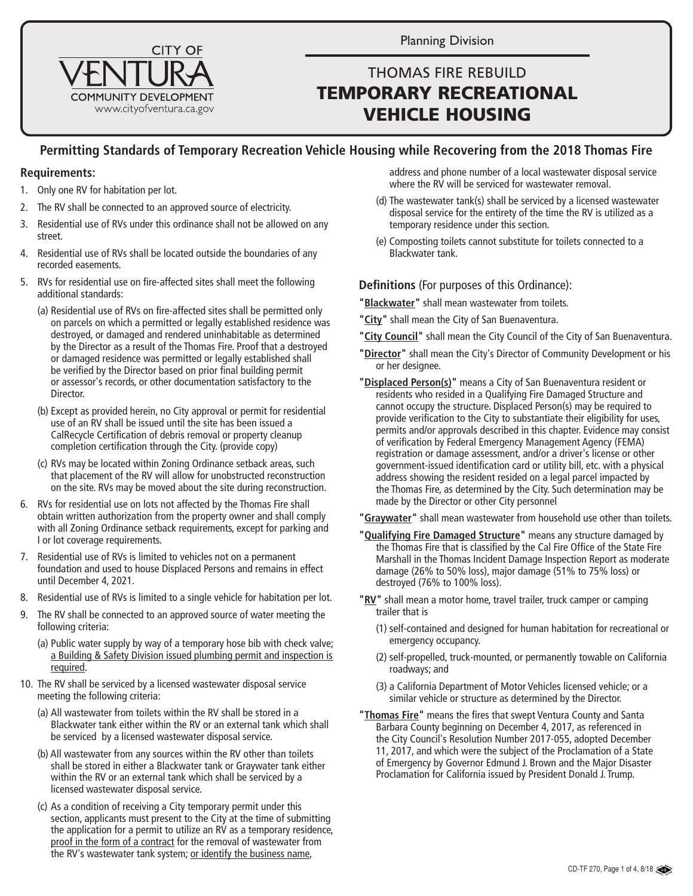CITY OF VENTURA
COMMUNITY DEVELOPMENT
www.cityofventura.ca.gov

Planning Division

# THOMAS FIRE REBUILD
# TEMPORARY RECREATIONAL VEHICLE HOUSING

## Permitting Standards of Temporary Recreation Vehicle Housing while Recovering from the 2018 Thomas Fire

### Requirements:

1. Only one RV for habitation per lot.
2. The RV shall be connected to an approved source of electricity.
3. Residential use of RVs under this ordinance shall not be allowed on any street.
4. Residential use of RVs shall be located outside the boundaries of any recorded easements.
5. RVs for residential use on fire-affected sites shall meet the following additional standards:
   - (a) Residential use of RVs on fire-affected sites shall be permitted only on parcels on which a permitted or legally established residence was destroyed, or damaged and rendered uninhabitable as determined by the Director as a result of the Thomas Fire. Proof that a destroyed or damaged residence was permitted or legally established shall be verified by the Director based on prior final building permit or assessor's records, or other documentation satisfactory to the Director.
   - (b) Except as provided herein, no City approval or permit for residential use of an RV shall be issued until the site has been issued a CalRecycle Certification of debris removal or property cleanup completion certification through the City. (provide copy)
   - (c) RVs may be located within Zoning Ordinance setback areas, such that placement of the RV will allow for unobstructed reconstruction on the site. RVs may be moved about the site during reconstruction.
6. RVs for residential use on lots not affected by the Thomas Fire shall obtain written authorization from the property owner and shall comply with all Zoning Ordinance setback requirements, except for parking and I or lot coverage requirements.
7. Residential use of RVs is limited to vehicles not on a permanent foundation and used to house Displaced Persons and remains in effect until December 4, 2021.
8. Residential use of RVs is limited to a single vehicle for habitation per lot.
9. The RV shall be connected to an approved source of water meeting the following criteria:
   - (a) Public water supply by way of a temporary hose bib with check valve; <u>a Building & Safety Division issued plumbing permit and inspection is required</u>.
10. The RV shall be serviced by a licensed wastewater disposal service meeting the following criteria:
    - (a) All wastewater from toilets within the RV shall be stored in a Blackwater tank either within the RV or an external tank which shall be serviced by a licensed wastewater disposal service.
    - (b) All wastewater from any sources within the RV other than toilets shall be stored in either a Blackwater tank or Graywater tank either within the RV or an external tank which shall be serviced by a licensed wastewater disposal service.
    - (c) As a condition of receiving a City temporary permit under this section, applicants must present to the City at the time of submitting the application for a permit to utilize an RV as a temporary residence, <u>proof in the form of a contract</u> for the removal of wastewater from the RV's wastewater tank system; <u>or identify the business name</u>, address and phone number of a local wastewater disposal service where the RV will be serviced for wastewater removal.
    - (d) The wastewater tank(s) shall be serviced by a licensed wastewater disposal service for the entirety of the time the RV is utilized as a temporary residence under this section.
    - (e) Composting toilets cannot substitute for toilets connected to a Blackwater tank.

### Definitions (For purposes of this Ordinance):

**"<u>Blackwater</u>"** shall mean wastewater from toilets.

**"<u>City</u>"** shall mean the City of San Buenaventura.

**"<u>City Council</u>"** shall mean the City Council of the City of San Buenaventura.

**"<u>Director</u>"** shall mean the City's Director of Community Development or his or her designee.

**"<u>Displaced Person(s)</u>"** means a City of San Buenaventura resident or residents who resided in a Qualifying Fire Damaged Structure and cannot occupy the structure. Displaced Person(s) may be required to provide verification to the City to substantiate their eligibility for uses, permits and/or approvals described in this chapter. Evidence may consist of verification by Federal Emergency Management Agency (FEMA) registration or damage assessment, and/or a driver's license or other government-issued identification card or utility bill, etc. with a physical address showing the resident resided on a legal parcel impacted by the Thomas Fire, as determined by the City. Such determination may be made by the Director or other City personnel

**"<u>Graywater</u>"** shall mean wastewater from household use other than toilets.

**"<u>Qualifying Fire Damaged Structure</u>"** means any structure damaged by the Thomas Fire that is classified by the Cal Fire Office of the State Fire Marshall in the Thomas Incident Damage Inspection Report as moderate damage (26% to 50% loss), major damage (51% to 75% loss) or destroyed (76% to 100% loss).

**"<u>RV</u>"** shall mean a motor home, travel trailer, truck camper or camping trailer that is

1. (1) self-contained and designed for human habitation for recreational or emergency occupancy.
2. (2) self-propelled, truck-mounted, or permanently towable on California roadways; and
3. (3) a California Department of Motor Vehicles licensed vehicle; or a similar vehicle or structure as determined by the Director.

**"<u>Thomas Fire</u>"** means the fires that swept Ventura County and Santa Barbara County beginning on December 4, 2017, as referenced in the City Council's Resolution Number 2017-055, adopted December 11, 2017, and which were the subject of the Proclamation of a State of Emergency by Governor Edmund J. Brown and the Major Disaster Proclamation for California issued by President Donald J. Trump.

CD-TF 270, 8/18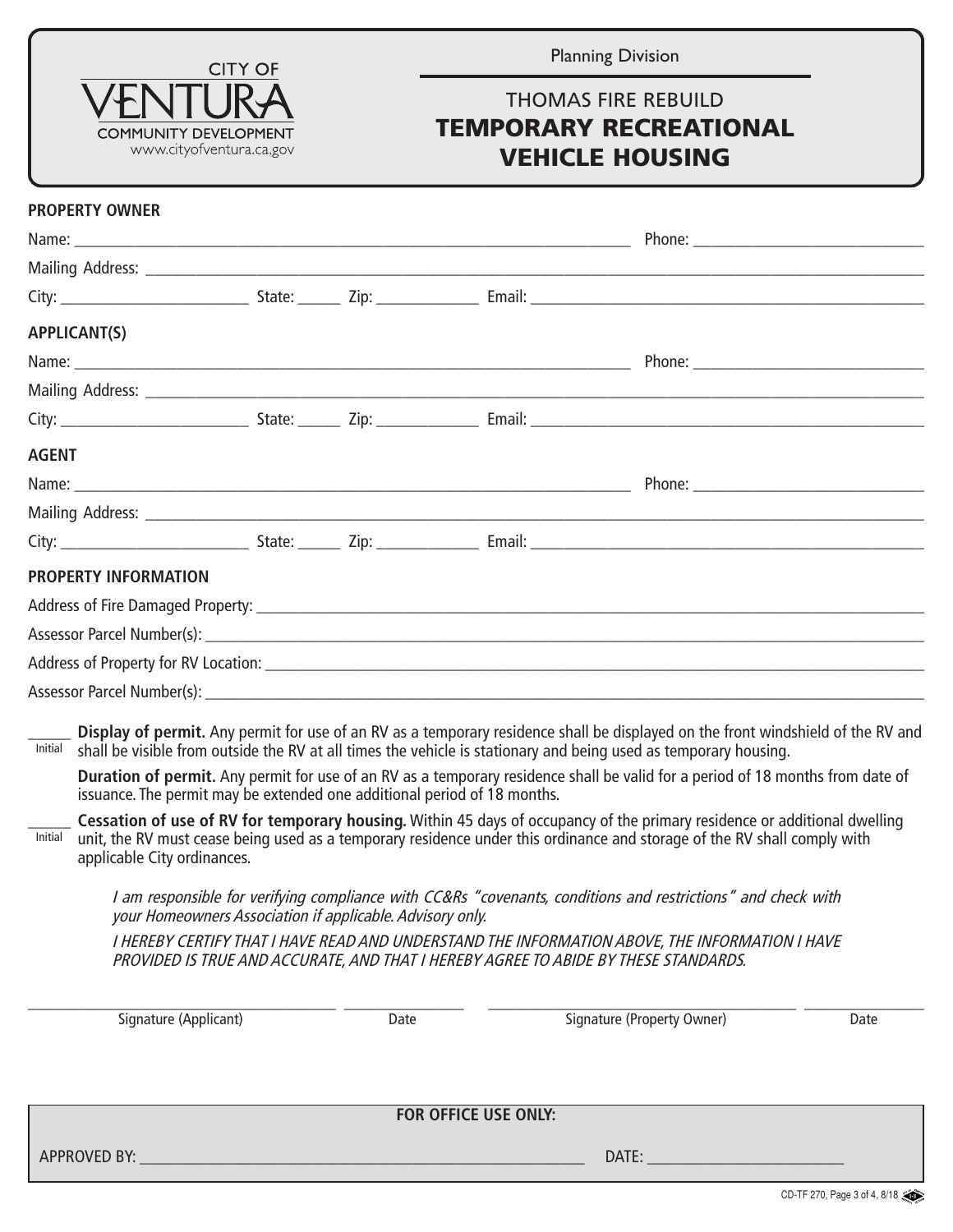CITY OF VENTURA
COMMUNITY DEVELOPMENT
www.cityofventura.ca.gov

Planning Division

# THOMAS FIRE REBUILD
# TEMPORARY RECREATIONAL VEHICLE HOUSING

**PROPERTY OWNER**

Name: ______________________________ Phone: ______________________________

Mailing Address: ______________________________

City: ______________ State: ______ Zip: ____________ Email: ______________________________

**APPLICANT(S)**

Name: ______________________________ Phone: ______________________________

Mailing Address: ______________________________

City: ______________ State: ______ Zip: ____________ Email: ______________________________

**AGENT**

Name: ______________________________ Phone: ______________________________

Mailing Address: ______________________________

City: ______________ State: ______ Zip: ____________ Email: ______________________________

**PROPERTY INFORMATION**

Address of Fire Damaged Property: ______________________________

Assessor Parcel Number(s): ______________________________

Address of Property for RV Location: ______________________________

Assessor Parcel Number(s): ______________________________

______ Initial — **Display of permit.** Any permit for use of an RV as a temporary residence shall be displayed on the front windshield of the RV and shall be visible from outside the RV at all times the vehicle is stationary and being used as temporary housing.

**Duration of permit.** Any permit for use of an RV as a temporary residence shall be valid for a period of 18 months from date of issuance. The permit may be extended one additional period of 18 months.

______ Initial — **Cessation of use of RV for temporary housing.** Within 45 days of occupancy of the primary residence or additional dwelling unit, the RV must cease being used as a temporary residence under this ordinance and storage of the RV shall comply with applicable City ordinances.

*I am responsible for verifying compliance with CC&Rs "covenants, conditions and restrictions" and check with your Homeowners Association if applicable. Advisory only.*

*I HEREBY CERTIFY THAT I HAVE READ AND UNDERSTAND THE INFORMATION ABOVE, THE INFORMATION I HAVE PROVIDED IS TRUE AND ACCURATE, AND THAT I HEREBY AGREE TO ABIDE BY THESE STANDARDS.*

______________________________ Signature (Applicant) ____________ Date

______________________________ Signature (Property Owner) ____________ Date

**FOR OFFICE USE ONLY:**

APPROVED BY: ______________________________ DATE: ______________________

CD-TF 270, 8/18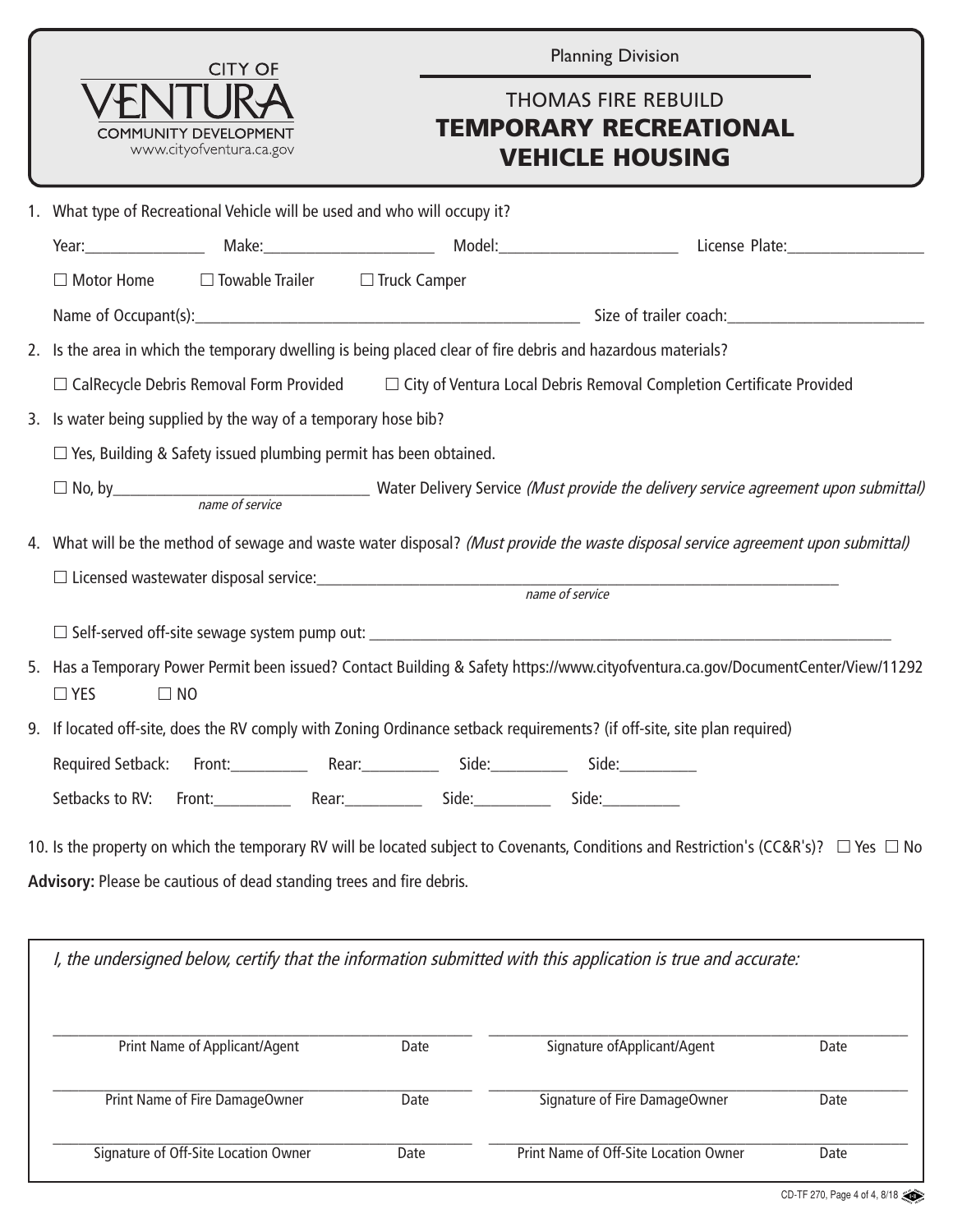CITY OF
VENTURA
COMMUNITY DEVELOPMENT
www.cityofventura.ca.gov

Planning Division

# THOMAS FIRE REBUILD
# TEMPORARY RECREATIONAL VEHICLE HOUSING

1. What type of Recreational Vehicle will be used and who will occupy it?

   Year:_______________ Make:_____________________ Model:______________________ License Plate:________________

   ☐ Motor Home ☐ Towable Trailer ☐ Truck Camper

   Name of Occupant(s):_______________________________________________ Size of trailer coach:________________________

2. Is the area in which the temporary dwelling is being placed clear of fire debris and hazardous materials?

   ☐ CalRecycle Debris Removal Form Provided ☐ City of Ventura Local Debris Removal Completion Certificate Provided

3. Is water being supplied by the way of a temporary hose bib?

   ☐ Yes, Building & Safety issued plumbing permit has been obtained.

   ☐ No, by______________________________ Water Delivery Service *(Must provide the delivery service agreement upon submittal)*
   name of service

4. What will be the method of sewage and waste water disposal? *(Must provide the waste disposal service agreement upon submittal)*

   ☐ Licensed wastewater disposal service:_______________________________________________________________
   name of service

   ☐ Self-served off-site sewage system pump out: ______________________________________________________________

5. Has a Temporary Power Permit been issued? Contact Building & Safety https://www.cityofventura.ca.gov/DocumentCenter/View/11292

   ☐ YES ☐ NO

9. If located off-site, does the RV comply with Zoning Ordinance setback requirements? (if off-site, site plan required)

   Required Setback: Front:__________ Rear:__________ Side:__________ Side:__________

   Setbacks to RV: Front:__________ Rear:__________ Side:__________ Side:__________

10. Is the property on which the temporary RV will be located subject to Covenants, Conditions and Restriction's (CC&R's)? ☐ Yes ☐ No

**Advisory:** Please be cautious of dead standing trees and fire debris.

*I, the undersigned below, certify that the information submitted with this application is true and accurate:*

| | | | |
|---|---|---|---|
| Print Name of Applicant/Agent | Date | Signature ofApplicant/Agent | Date |
| Print Name of Fire DamageOwner | Date | Signature of Fire DamageOwner | Date |
| Signature of Off-Site Location Owner | Date | Print Name of Off-Site Location Owner | Date |

CD-TF 270, Page 4 of 4, 8/18